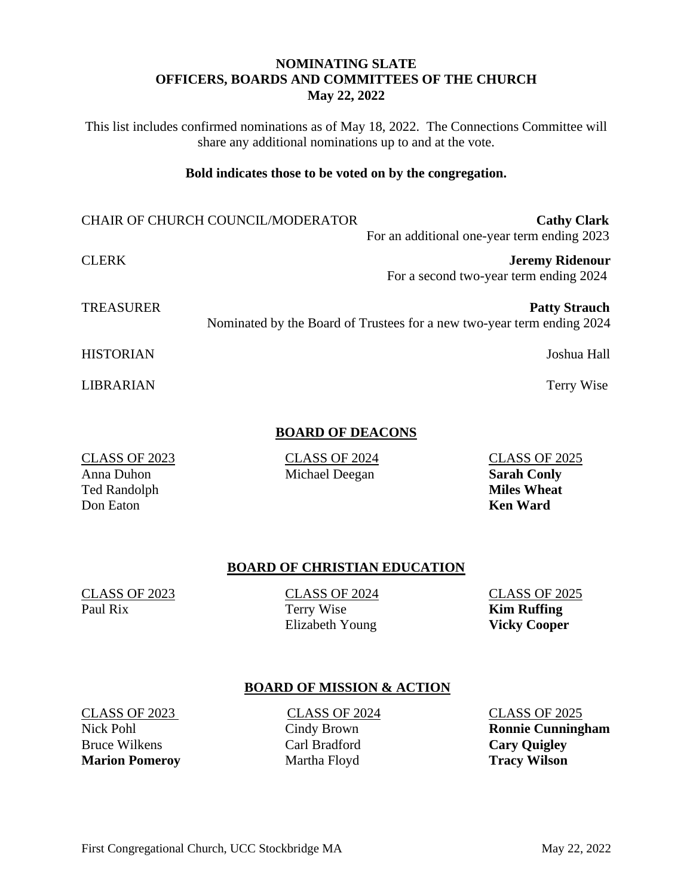**NOMINATING SLATE**
**OFFICERS, BOARDS AND COMMITTEES OF THE CHURCH**
**May 22, 2022**

This list includes confirmed nominations as of May 18, 2022. The Connections Committee will share any additional nominations up to and at the vote.

**Bold indicates those to be voted on by the congregation.**

CHAIR OF CHURCH COUNCIL/MODERATOR — **Cathy Clark**
For an additional one-year term ending 2023

CLERK — **Jeremy Ridenour**
For a second two-year term ending 2024

TREASURER — **Patty Strauch**
Nominated by the Board of Trustees for a new two-year term ending 2024

HISTORIAN — Joshua Hall

LIBRARIAN — Terry Wise

## BOARD OF DEACONS

| CLASS OF 2023 | CLASS OF 2024 | CLASS OF 2025 |
|---|---|---|
| Anna Duhon | Michael Deegan | **Sarah Conly** |
| Ted Randolph | | **Miles Wheat** |
| Don Eaton | | **Ken Ward** |

## BOARD OF CHRISTIAN EDUCATION

| CLASS OF 2023 | CLASS OF 2024 | CLASS OF 2025 |
|---|---|---|
| Paul Rix | Terry Wise | **Kim Ruffing** |
| | Elizabeth Young | **Vicky Cooper** |

## BOARD OF MISSION & ACTION

| CLASS OF 2023 | CLASS OF 2024 | CLASS OF 2025 |
|---|---|---|
| Nick Pohl | Cindy Brown | **Ronnie Cunningham** |
| Bruce Wilkens | Carl Bradford | **Cary Quigley** |
| **Marion Pomeroy** | Martha Floyd | **Tracy Wilson** |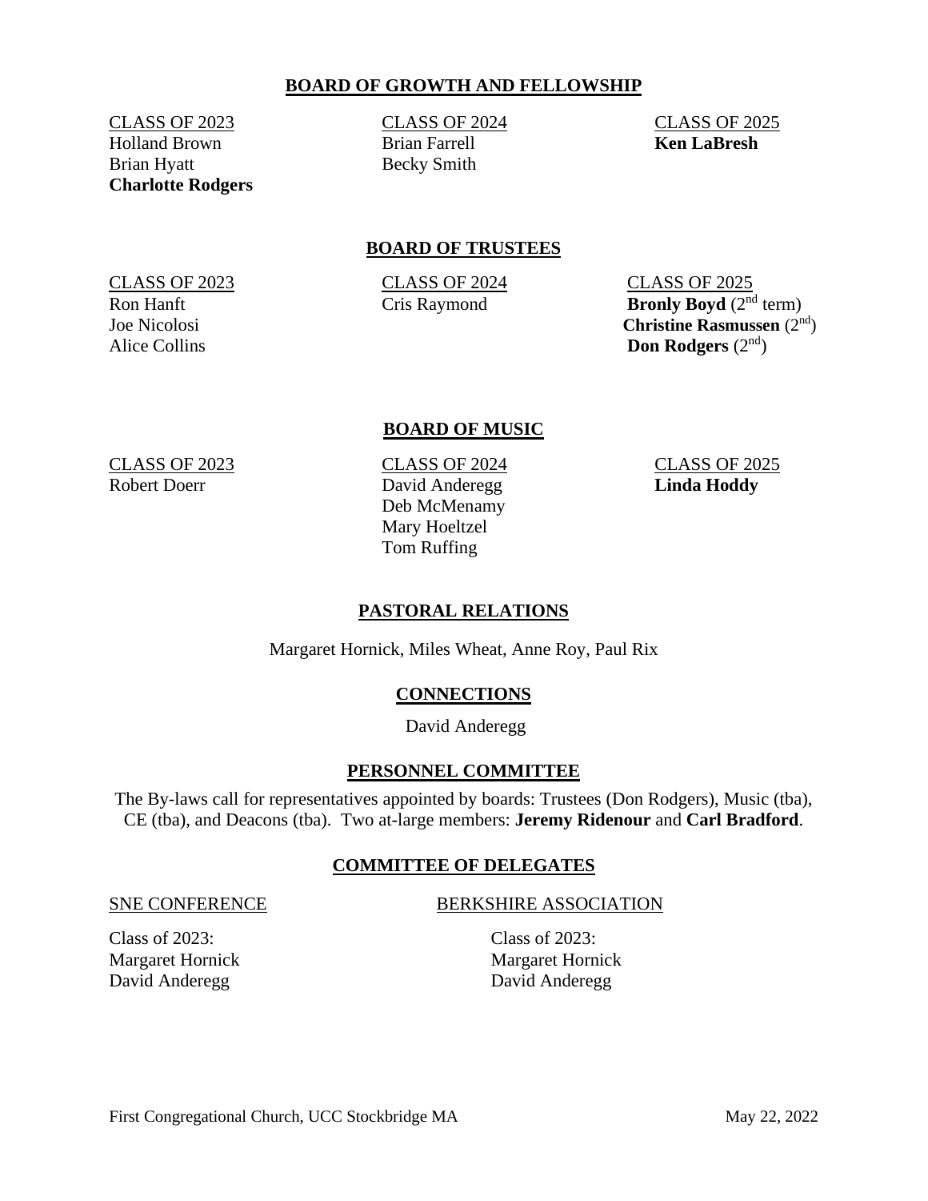## BOARD OF GROWTH AND FELLOWSHIP

| CLASS OF 2023 | CLASS OF 2024 | CLASS OF 2025 |
|---|---|---|
| Holland Brown | Brian Farrell | **Ken LaBresh** |
| Brian Hyatt | Becky Smith | |
| **Charlotte Rodgers** | | |

## BOARD OF TRUSTEES

| CLASS OF 2023 | CLASS OF 2024 | CLASS OF 2025 |
|---|---|---|
| Ron Hanft | Cris Raymond | **Bronly Boyd** (2nd term) |
| Joe Nicolosi | | **Christine Rasmussen** (2nd) |
| Alice Collins | | **Don Rodgers** (2nd) |

## BOARD OF MUSIC

| CLASS OF 2023 | CLASS OF 2024 | CLASS OF 2025 |
|---|---|---|
| Robert Doerr | David Anderegg | **Linda Hoddy** |
| | Deb McMenamy | |
| | Mary Hoeltzel | |
| | Tom Ruffing | |

## PASTORAL RELATIONS

Margaret Hornick, Miles Wheat, Anne Roy, Paul Rix

## CONNECTIONS

David Anderegg

## PERSONNEL COMMITTEE

The By-laws call for representatives appointed by boards: Trustees (Don Rodgers), Music (tba), CE (tba), and Deacons (tba). Two at-large members: **Jeremy Ridenour** and **Carl Bradford**.

## COMMITTEE OF DELEGATES

| SNE CONFERENCE | BERKSHIRE ASSOCIATION |
|---|---|
| Class of 2023: | Class of 2023: |
| Margaret Hornick | Margaret Hornick |
| David Anderegg | David Anderegg |

First Congregational Church, UCC Stockbridge MA May 22, 2022